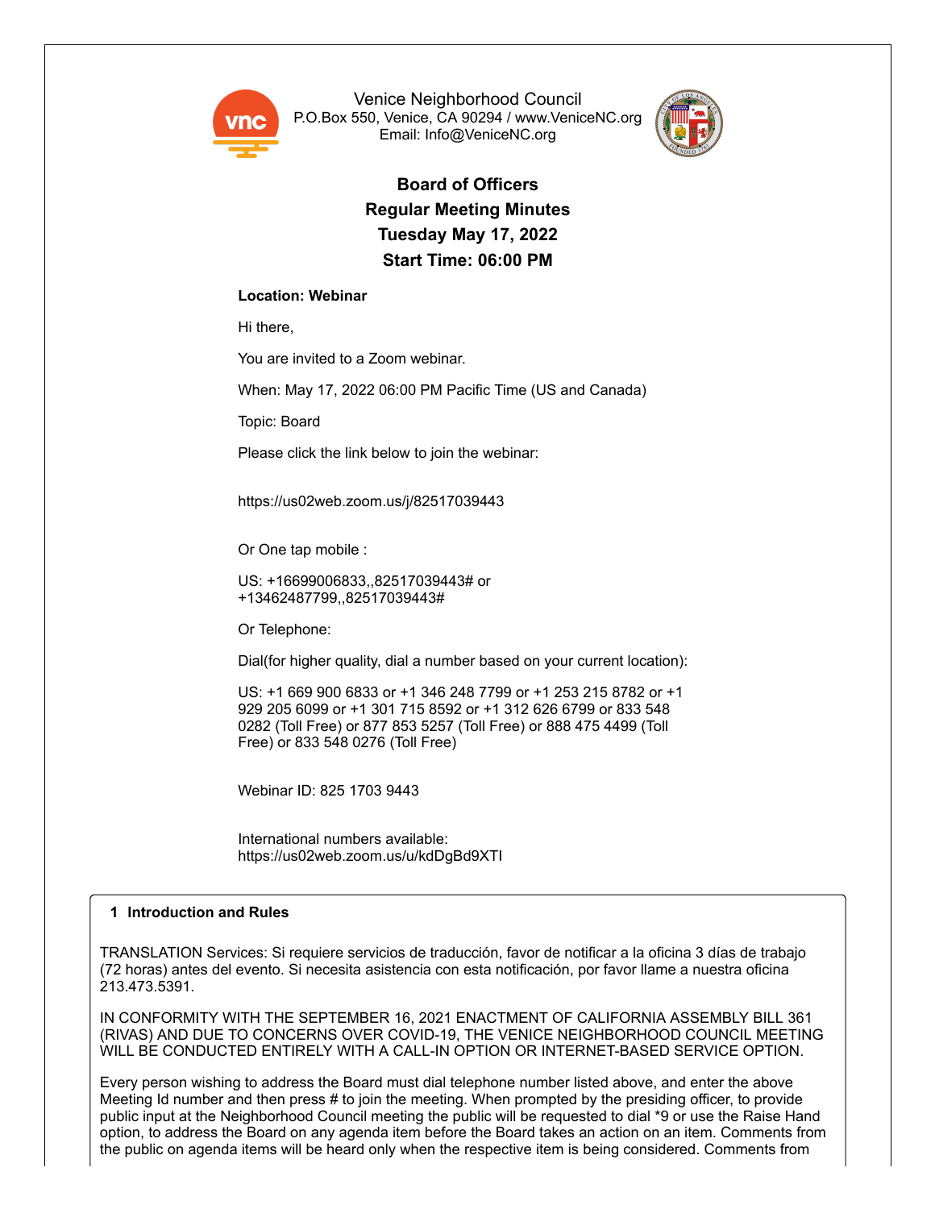Venice Neighborhood Council
P.O.Box 550, Venice, CA 90294 / www.VeniceNC.org
Email: Info@VeniceNC.org

# Board of Officers
## Regular Meeting Minutes
## Tuesday May 17, 2022
## Start Time: 06:00 PM

**Location: Webinar**

Hi there,

You are invited to a Zoom webinar.

When: May 17, 2022 06:00 PM Pacific Time (US and Canada)

Topic: Board

Please click the link below to join the webinar:

https://us02web.zoom.us/j/82517039443

Or One tap mobile :

US: +16699006833,,82517039443# or +13462487799,,82517039443#

Or Telephone:

Dial(for higher quality, dial a number based on your current location):

US: +1 669 900 6833 or +1 346 248 7799 or +1 253 215 8782 or +1 929 205 6099 or +1 301 715 8592 or +1 312 626 6799 or 833 548 0282 (Toll Free) or 877 853 5257 (Toll Free) or 888 475 4499 (Toll Free) or 833 548 0276 (Toll Free)

Webinar ID: 825 1703 9443

International numbers available: https://us02web.zoom.us/u/kdDgBd9XTI

### 1 Introduction and Rules

TRANSLATION Services: Si requiere servicios de traducción, favor de notificar a la oficina 3 días de trabajo (72 horas) antes del evento. Si necesita asistencia con esta notificación, por favor llame a nuestra oficina 213.473.5391.

IN CONFORMITY WITH THE SEPTEMBER 16, 2021 ENACTMENT OF CALIFORNIA ASSEMBLY BILL 361 (RIVAS) AND DUE TO CONCERNS OVER COVID-19, THE VENICE NEIGHBORHOOD COUNCIL MEETING WILL BE CONDUCTED ENTIRELY WITH A CALL-IN OPTION OR INTERNET-BASED SERVICE OPTION.

Every person wishing to address the Board must dial telephone number listed above, and enter the above Meeting Id number and then press # to join the meeting. When prompted by the presiding officer, to provide public input at the Neighborhood Council meeting the public will be requested to dial *9 or use the Raise Hand option, to address the Board on any agenda item before the Board takes an action on an item. Comments from the public on agenda items will be heard only when the respective item is being considered. Comments from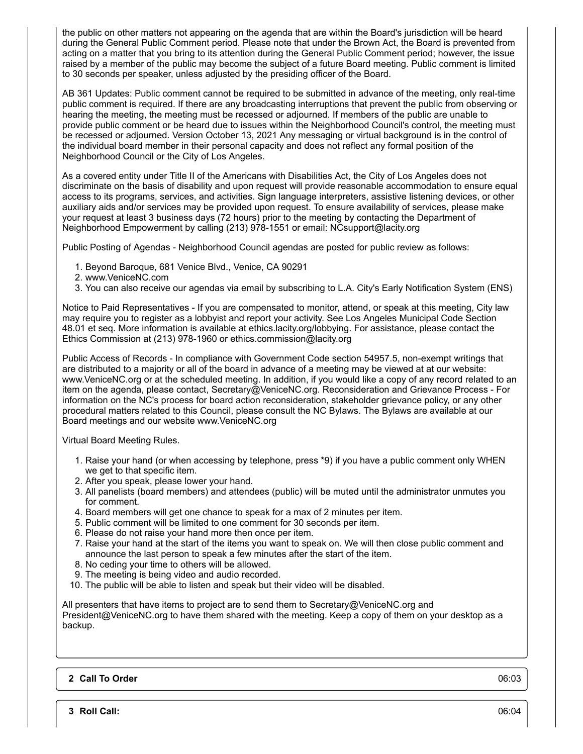the public on other matters not appearing on the agenda that are within the Board's jurisdiction will be heard during the General Public Comment period. Please note that under the Brown Act, the Board is prevented from acting on a matter that you bring to its attention during the General Public Comment period; however, the issue raised by a member of the public may become the subject of a future Board meeting. Public comment is limited to 30 seconds per speaker, unless adjusted by the presiding officer of the Board.

AB 361 Updates: Public comment cannot be required to be submitted in advance of the meeting, only real-time public comment is required. If there are any broadcasting interruptions that prevent the public from observing or hearing the meeting, the meeting must be recessed or adjourned. If members of the public are unable to provide public comment or be heard due to issues within the Neighborhood Council's control, the meeting must be recessed or adjourned. Version October 13, 2021 Any messaging or virtual background is in the control of the individual board member in their personal capacity and does not reflect any formal position of the Neighborhood Council or the City of Los Angeles.

As a covered entity under Title II of the Americans with Disabilities Act, the City of Los Angeles does not discriminate on the basis of disability and upon request will provide reasonable accommodation to ensure equal access to its programs, services, and activities. Sign language interpreters, assistive listening devices, or other auxiliary aids and/or services may be provided upon request. To ensure availability of services, please make your request at least 3 business days (72 hours) prior to the meeting by contacting the Department of Neighborhood Empowerment by calling (213) 978-1551 or email: NCsupport@lacity.org

Public Posting of Agendas - Neighborhood Council agendas are posted for public review as follows:

1. Beyond Baroque, 681 Venice Blvd., Venice, CA 90291
2. www.VeniceNC.com
3. You can also receive our agendas via email by subscribing to L.A. City's Early Notification System (ENS)

Notice to Paid Representatives - If you are compensated to monitor, attend, or speak at this meeting, City law may require you to register as a lobbyist and report your activity. See Los Angeles Municipal Code Section 48.01 et seq. More information is available at ethics.lacity.org/lobbying. For assistance, please contact the Ethics Commission at (213) 978-1960 or ethics.commission@lacity.org

Public Access of Records - In compliance with Government Code section 54957.5, non-exempt writings that are distributed to a majority or all of the board in advance of a meeting may be viewed at at our website: www.VeniceNC.org or at the scheduled meeting. In addition, if you would like a copy of any record related to an item on the agenda, please contact, Secretary@VeniceNC.org. Reconsideration and Grievance Process - For information on the NC's process for board action reconsideration, stakeholder grievance policy, or any other procedural matters related to this Council, please consult the NC Bylaws. The Bylaws are available at our Board meetings and our website www.VeniceNC.org

Virtual Board Meeting Rules.

1. Raise your hand (or when accessing by telephone, press *9) if you have a public comment only WHEN we get to that specific item.
2. After you speak, please lower your hand.
3. All panelists (board members) and attendees (public) will be muted until the administrator unmutes you for comment.
4. Board members will get one chance to speak for a max of 2 minutes per item.
5. Public comment will be limited to one comment for 30 seconds per item.
6. Please do not raise your hand more then once per item.
7. Raise your hand at the start of the items you want to speak on. We will then close public comment and announce the last person to speak a few minutes after the start of the item.
8. No ceding your time to others will be allowed.
9. The meeting is being video and audio recorded.
10. The public will be able to listen and speak but their video will be disabled.

All presenters that have items to project are to send them to Secretary@VeniceNC.org and President@VeniceNC.org to have them shared with the meeting. Keep a copy of them on your desktop as a backup.

**2 Call To Order** 06:03

**3 Roll Call:** 06:04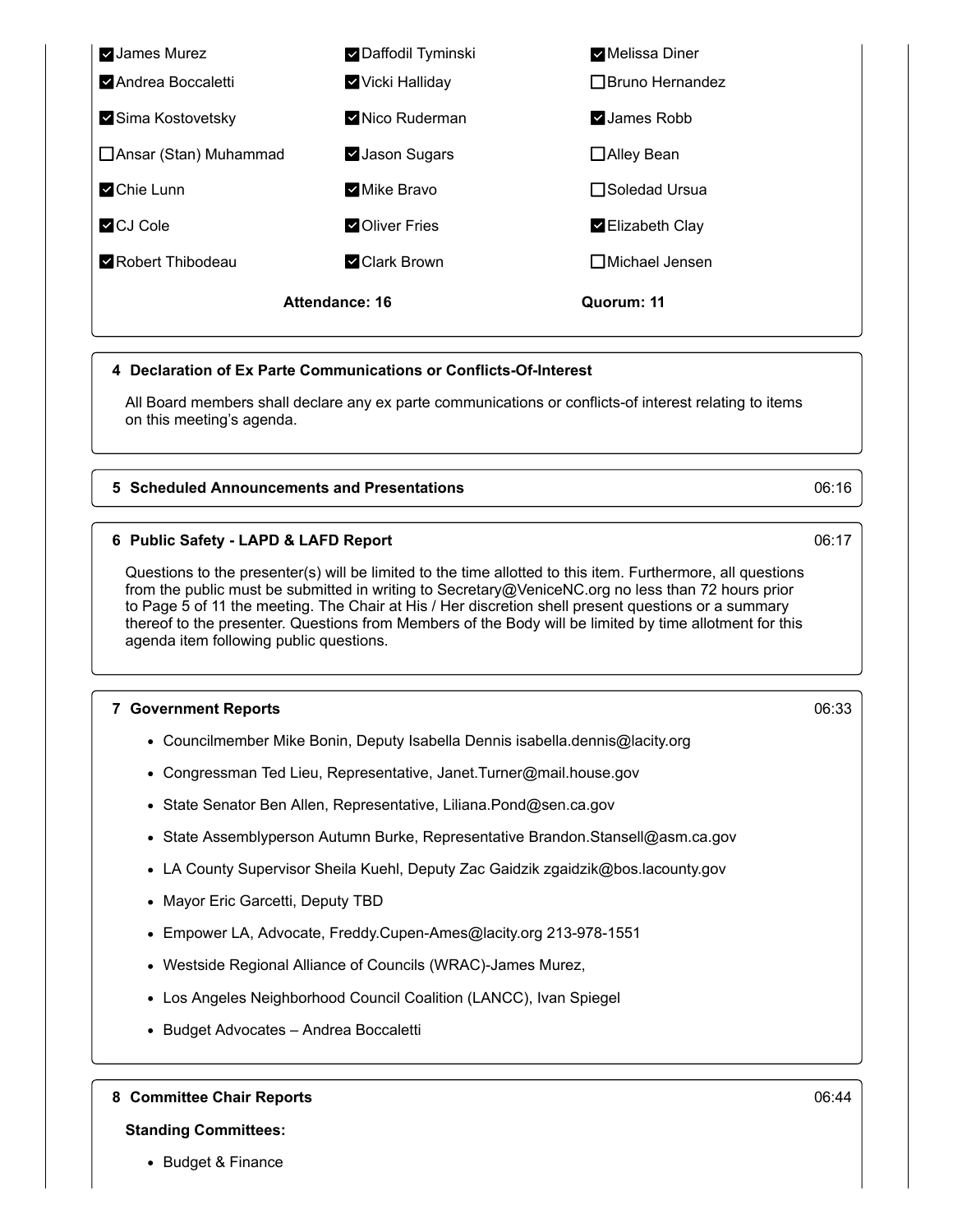| | | |
|---|---|---|
| ☑ James Murez | ☑ Daffodil Tyminski | ☑ Melissa Diner |
| ☑ Andrea Boccaletti | ☑ Vicki Halliday | ☐ Bruno Hernandez |
| ☑ Sima Kostovetsky | ☑ Nico Ruderman | ☑ James Robb |
| ☐ Ansar (Stan) Muhammad | ☑ Jason Sugars | ☐ Alley Bean |
| ☑ Chie Lunn | ☑ Mike Bravo | ☐ Soledad Ursua |
| ☑ CJ Cole | ☑ Oliver Fries | ☑ Elizabeth Clay |
| ☑ Robert Thibodeau | ☑ Clark Brown | ☐ Michael Jensen |

**Attendance: 16** **Quorum: 11**

**4 Declaration of Ex Parte Communications or Conflicts-Of-Interest**

All Board members shall declare any ex parte communications or conflicts-of interest relating to items on this meeting's agenda.

**5 Scheduled Announcements and Presentations** 06:16

**6 Public Safety - LAPD & LAFD Report** 06:17

Questions to the presenter(s) will be limited to the time allotted to this item. Furthermore, all questions from the public must be submitted in writing to Secretary@VeniceNC.org no less than 72 hours prior to Page 5 of 11 the meeting. The Chair at His / Her discretion shell present questions or a summary thereof to the presenter. Questions from Members of the Body will be limited by time allotment for this agenda item following public questions.

**7 Government Reports** 06:33

- Councilmember Mike Bonin, Deputy Isabella Dennis isabella.dennis@lacity.org
- Congressman Ted Lieu, Representative, Janet.Turner@mail.house.gov
- State Senator Ben Allen, Representative, Liliana.Pond@sen.ca.gov
- State Assemblyperson Autumn Burke, Representative Brandon.Stansell@asm.ca.gov
- LA County Supervisor Sheila Kuehl, Deputy Zac Gaidzik zgaidzik@bos.lacounty.gov
- Mayor Eric Garcetti, Deputy TBD
- Empower LA, Advocate, Freddy.Cupen-Ames@lacity.org 213-978-1551
- Westside Regional Alliance of Councils (WRAC)-James Murez,
- Los Angeles Neighborhood Council Coalition (LANCC), Ivan Spiegel
- Budget Advocates – Andrea Boccaletti

**8 Committee Chair Reports** 06:44

**Standing Committees:**

- Budget & Finance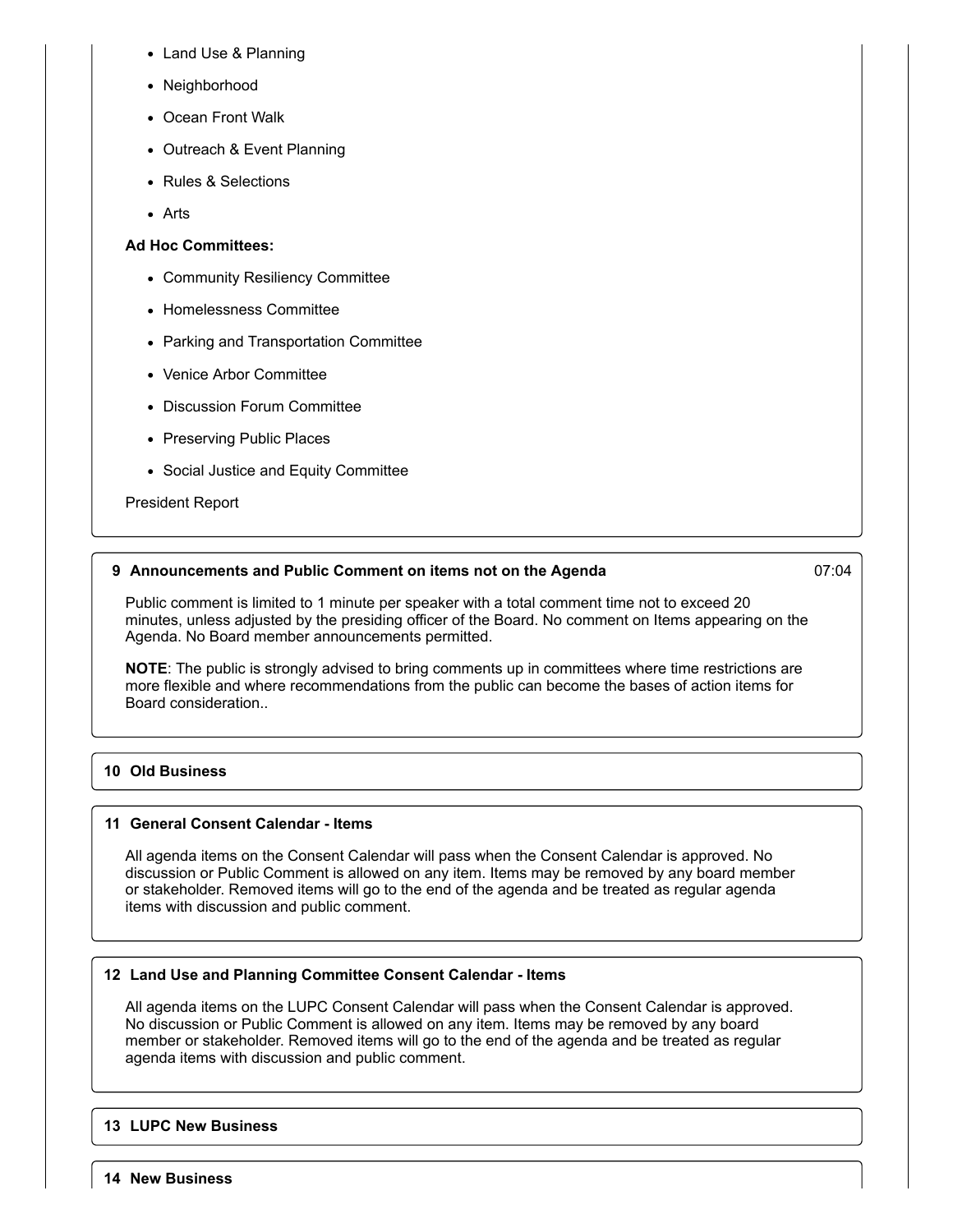- Land Use & Planning
- Neighborhood
- Ocean Front Walk
- Outreach & Event Planning
- Rules & Selections
- Arts

**Ad Hoc Committees:**

- Community Resiliency Committee
- Homelessness Committee
- Parking and Transportation Committee
- Venice Arbor Committee
- Discussion Forum Committee
- Preserving Public Places
- Social Justice and Equity Committee

President Report

### 9 Announcements and Public Comment on items not on the Agenda

07:04

Public comment is limited to 1 minute per speaker with a total comment time not to exceed 20 minutes, unless adjusted by the presiding officer of the Board. No comment on Items appearing on the Agenda. No Board member announcements permitted.

**NOTE**: The public is strongly advised to bring comments up in committees where time restrictions are more flexible and where recommendations from the public can become the bases of action items for Board consideration..

### 10 Old Business

### 11 General Consent Calendar - Items

All agenda items on the Consent Calendar will pass when the Consent Calendar is approved. No discussion or Public Comment is allowed on any item. Items may be removed by any board member or stakeholder. Removed items will go to the end of the agenda and be treated as regular agenda items with discussion and public comment.

### 12 Land Use and Planning Committee Consent Calendar - Items

All agenda items on the LUPC Consent Calendar will pass when the Consent Calendar is approved. No discussion or Public Comment is allowed on any item. Items may be removed by any board member or stakeholder. Removed items will go to the end of the agenda and be treated as regular agenda items with discussion and public comment.

### 13 LUPC New Business

### 14 New Business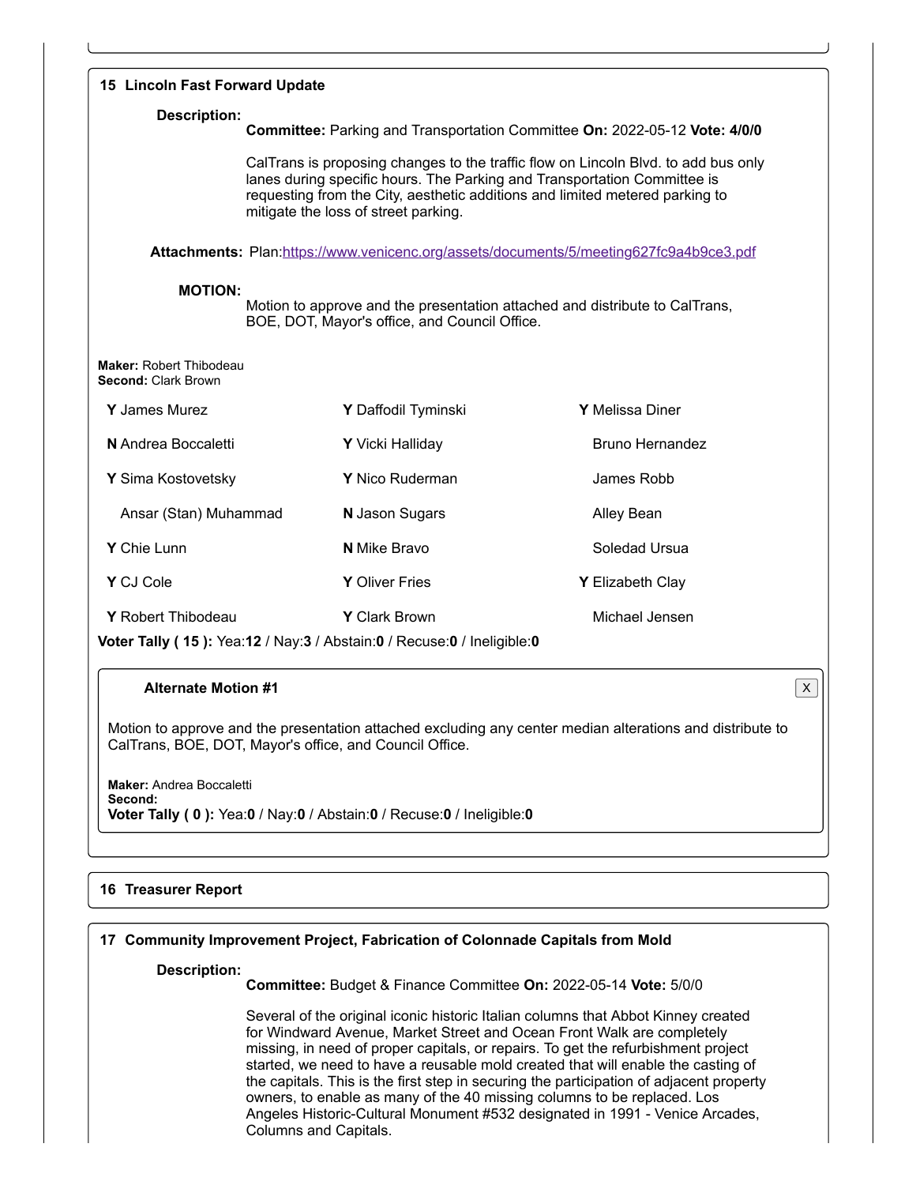## 15 Lincoln Fast Forward Update

**Description:**

**Committee:** Parking and Transportation Committee **On:** 2022-05-12 **Vote: 4/0/0**

CalTrans is proposing changes to the traffic flow on Lincoln Blvd. to add bus only lanes during specific hours. The Parking and Transportation Committee is requesting from the City, aesthetic additions and limited metered parking to mitigate the loss of street parking.

**Attachments:** Plan:https://www.venicenc.org/assets/documents/5/meeting627fc9a4b9ce3.pdf

**MOTION:**

Motion to approve and the presentation attached and distribute to CalTrans, BOE, DOT, Mayor's office, and Council Office.

**Maker:** Robert Thibodeau
**Second:** Clark Brown

| | | |
|---|---|---|
| **Y** James Murez | **Y** Daffodil Tyminski | **Y** Melissa Diner |
| **N** Andrea Boccaletti | **Y** Vicki Halliday | Bruno Hernandez |
| **Y** Sima Kostovetsky | **Y** Nico Ruderman | James Robb |
| Ansar (Stan) Muhammad | **N** Jason Sugars | Alley Bean |
| **Y** Chie Lunn | **N** Mike Bravo | Soledad Ursua |
| **Y** CJ Cole | **Y** Oliver Fries | **Y** Elizabeth Clay |
| **Y** Robert Thibodeau | **Y** Clark Brown | Michael Jensen |

**Voter Tally ( 15 ):** Yea:**12** / Nay:**3** / Abstain:**0** / Recuse:**0** / Ineligible:**0**

**Alternate Motion #1**

Motion to approve and the presentation attached excluding any center median alterations and distribute to CalTrans, BOE, DOT, Mayor's office, and Council Office.

**Maker:** Andrea Boccaletti
**Second:**
**Voter Tally ( 0 ):** Yea:**0** / Nay:**0** / Abstain:**0** / Recuse:**0** / Ineligible:**0**

## 16 Treasurer Report

## 17 Community Improvement Project, Fabrication of Colonnade Capitals from Mold

**Description:**

**Committee:** Budget & Finance Committee **On:** 2022-05-14 **Vote:** 5/0/0

Several of the original iconic historic Italian columns that Abbot Kinney created for Windward Avenue, Market Street and Ocean Front Walk are completely missing, in need of proper capitals, or repairs. To get the refurbishment project started, we need to have a reusable mold created that will enable the casting of the capitals. This is the first step in securing the participation of adjacent property owners, to enable as many of the 40 missing columns to be replaced. Los Angeles Historic-Cultural Monument #532 designated in 1991 - Venice Arcades, Columns and Capitals.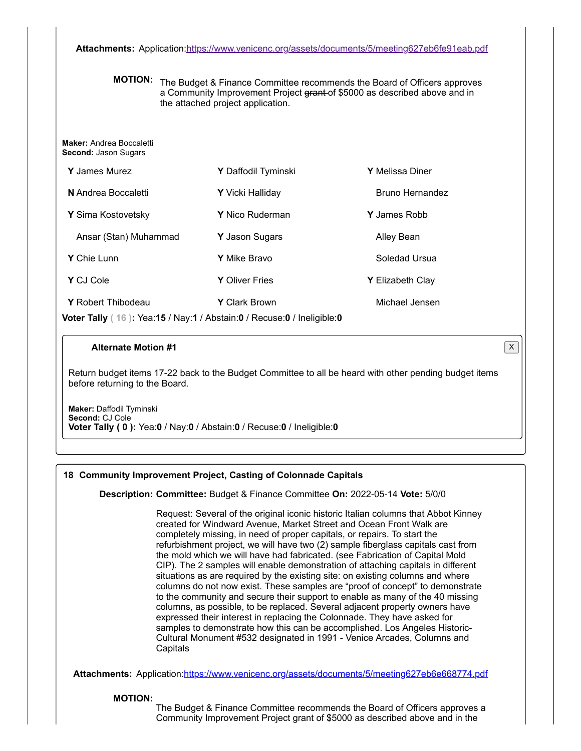**Attachments:** Application:https://www.venicenc.org/assets/documents/5/meeting627eb6fe91eab.pdf

**MOTION:** The Budget & Finance Committee recommends the Board of Officers approves a Community Improvement Project ~~grant~~ of $5000 as described above and in the attached project application.

**Maker:** Andrea Boccaletti
**Second:** Jason Sugars

| | | |
|---|---|---|
| **Y** James Murez | **Y** Daffodil Tyminski | **Y** Melissa Diner |
| **N** Andrea Boccaletti | **Y** Vicki Halliday | Bruno Hernandez |
| **Y** Sima Kostovetsky | **Y** Nico Ruderman | **Y** James Robb |
| Ansar (Stan) Muhammad | **Y** Jason Sugars | Alley Bean |
| **Y** Chie Lunn | **Y** Mike Bravo | Soledad Ursua |
| **Y** CJ Cole | **Y** Oliver Fries | **Y** Elizabeth Clay |
| **Y** Robert Thibodeau | **Y** Clark Brown | Michael Jensen |

**Voter Tally ( 16 ):** Yea:**15** / Nay:**1** / Abstain:**0** / Recuse:**0** / Ineligible:**0**

**Alternate Motion #1**

Return budget items 17-22 back to the Budget Committee to all be heard with other pending budget items before returning to the Board.

**Maker:** Daffodil Tyminski
**Second:** CJ Cole
**Voter Tally ( 0 ):** Yea:**0** / Nay:**0** / Abstain:**0** / Recuse:**0** / Ineligible:**0**

### 18 Community Improvement Project, Casting of Colonnade Capitals

**Description: Committee:** Budget & Finance Committee **On:** 2022-05-14 **Vote:** 5/0/0

Request: Several of the original iconic historic Italian columns that Abbot Kinney created for Windward Avenue, Market Street and Ocean Front Walk are completely missing, in need of proper capitals, or repairs. To start the refurbishment project, we will have two (2) sample fiberglass capitals cast from the mold which we will have had fabricated. (see Fabrication of Capital Mold CIP). The 2 samples will enable demonstration of attaching capitals in different situations as are required by the existing site: on existing columns and where columns do not now exist. These samples are "proof of concept" to demonstrate to the community and secure their support to enable as many of the 40 missing columns, as possible, to be replaced. Several adjacent property owners have expressed their interest in replacing the Colonnade. They have asked for samples to demonstrate how this can be accomplished. Los Angeles Historic-Cultural Monument #532 designated in 1991 - Venice Arcades, Columns and Capitals

**Attachments:** Application:https://www.venicenc.org/assets/documents/5/meeting627eb6e668774.pdf

**MOTION:** The Budget & Finance Committee recommends the Board of Officers approves a Community Improvement Project grant of $5000 as described above and in the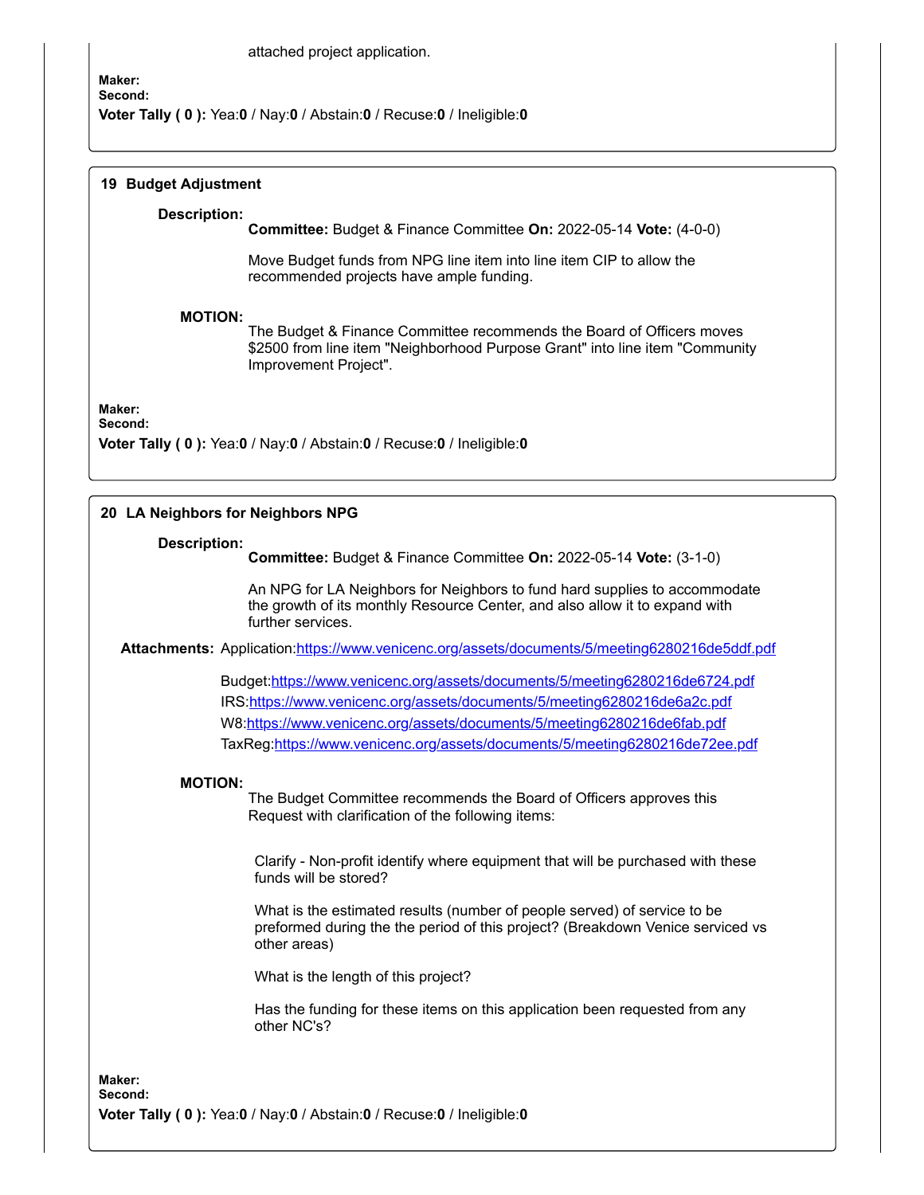attached project application.

**Maker:**
**Second:**
**Voter Tally ( 0 ):** Yea:**0** / Nay:**0** / Abstain:**0** / Recuse:**0** / Ineligible:**0**

### 19 Budget Adjustment

**Description:**
**Committee:** Budget & Finance Committee **On:** 2022-05-14 **Vote:** (4-0-0)

Move Budget funds from NPG line item into line item CIP to allow the recommended projects have ample funding.

**MOTION:**
The Budget & Finance Committee recommends the Board of Officers moves $2500 from line item "Neighborhood Purpose Grant" into line item "Community Improvement Project".

**Maker:**
**Second:**
**Voter Tally ( 0 ):** Yea:**0** / Nay:**0** / Abstain:**0** / Recuse:**0** / Ineligible:**0**

### 20 LA Neighbors for Neighbors NPG

**Description:**
**Committee:** Budget & Finance Committee **On:** 2022-05-14 **Vote:** (3-1-0)

An NPG for LA Neighbors for Neighbors to fund hard supplies to accommodate the growth of its monthly Resource Center, and also allow it to expand with further services.

**Attachments:** Application:https://www.venicenc.org/assets/documents/5/meeting6280216de5ddf.pdf

Budget:https://www.venicenc.org/assets/documents/5/meeting6280216de6724.pdf
IRS:https://www.venicenc.org/assets/documents/5/meeting6280216de6a2c.pdf
W8:https://www.venicenc.org/assets/documents/5/meeting6280216de6fab.pdf
TaxReg:https://www.venicenc.org/assets/documents/5/meeting6280216de72ee.pdf

**MOTION:**
The Budget Committee recommends the Board of Officers approves this Request with clarification of the following items:

Clarify - Non-profit identify where equipment that will be purchased with these funds will be stored?

What is the estimated results (number of people served) of service to be preformed during the the period of this project? (Breakdown Venice serviced vs other areas)

What is the length of this project?

Has the funding for these items on this application been requested from any other NC's?

**Maker:**
**Second:**
**Voter Tally ( 0 ):** Yea:**0** / Nay:**0** / Abstain:**0** / Recuse:**0** / Ineligible:**0**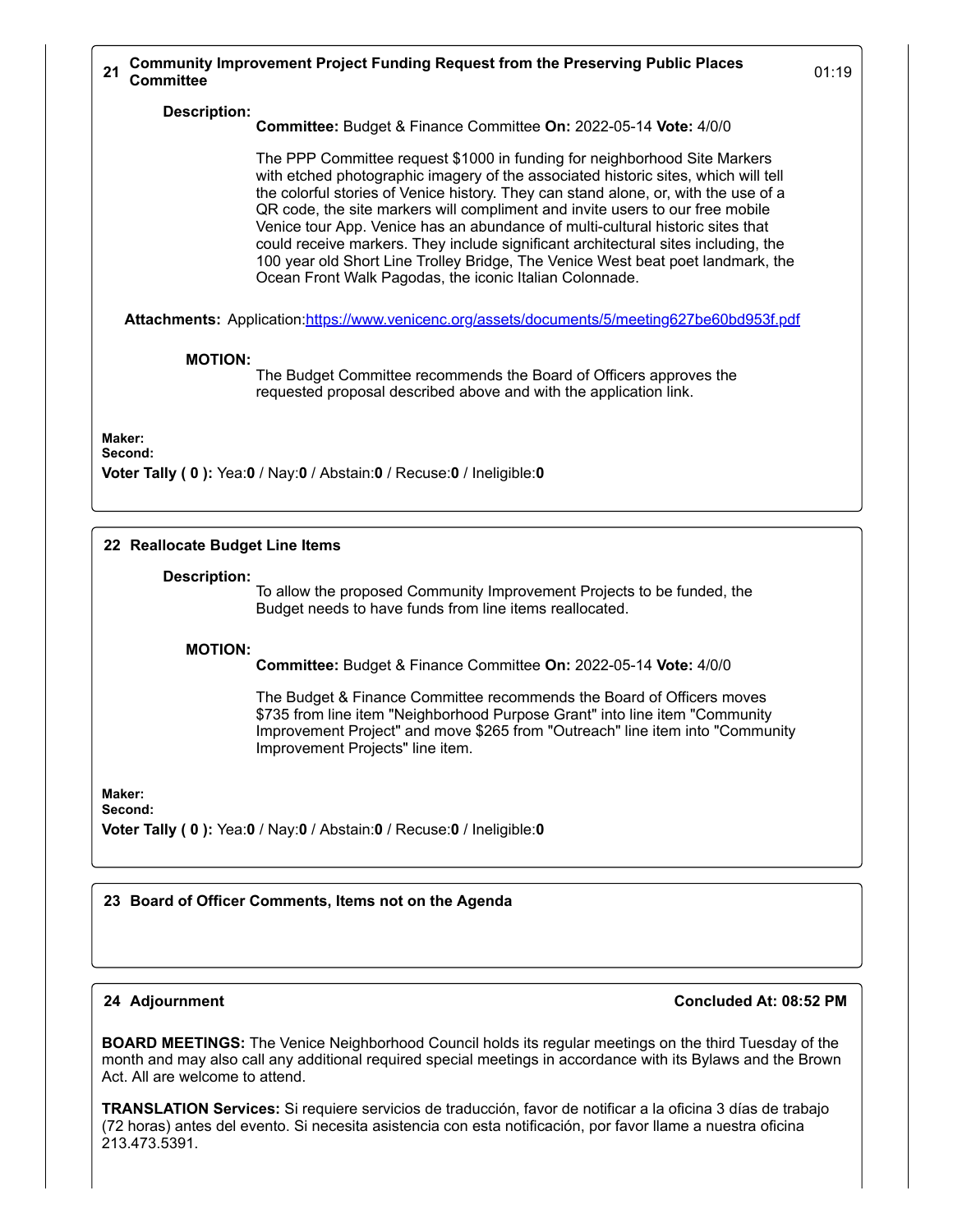## 21 Community Improvement Project Funding Request from the Preserving Public Places Committee

01:19

**Description:**

**Committee:** Budget & Finance Committee **On:** 2022-05-14 **Vote:** 4/0/0

The PPP Committee request $1000 in funding for neighborhood Site Markers with etched photographic imagery of the associated historic sites, which will tell the colorful stories of Venice history. They can stand alone, or, with the use of a QR code, the site markers will compliment and invite users to our free mobile Venice tour App. Venice has an abundance of multi-cultural historic sites that could receive markers. They include significant architectural sites including, the 100 year old Short Line Trolley Bridge, The Venice West beat poet landmark, the Ocean Front Walk Pagodas, the iconic Italian Colonnade.

**Attachments:** Application:[https://www.venicenc.org/assets/documents/5/meeting627be60bd953f.pdf](https://www.venicenc.org/assets/documents/5/meeting627be60bd953f.pdf)

**MOTION:**

The Budget Committee recommends the Board of Officers approves the requested proposal described above and with the application link.

**Maker:**
**Second:**
**Voter Tally ( 0 ):** Yea:**0** / Nay:**0** / Abstain:**0** / Recuse:**0** / Ineligible:**0**

## 22 Reallocate Budget Line Items

**Description:**

To allow the proposed Community Improvement Projects to be funded, the Budget needs to have funds from line items reallocated.

**MOTION:**

**Committee:** Budget & Finance Committee **On:** 2022-05-14 **Vote:** 4/0/0

The Budget & Finance Committee recommends the Board of Officers moves $735 from line item "Neighborhood Purpose Grant" into line item "Community Improvement Project" and move $265 from "Outreach" line item into "Community Improvement Projects" line item.

**Maker:**
**Second:**
**Voter Tally ( 0 ):** Yea:**0** / Nay:**0** / Abstain:**0** / Recuse:**0** / Ineligible:**0**

## 23 Board of Officer Comments, Items not on the Agenda

## 24 Adjournment

**Concluded At: 08:52 PM**

**BOARD MEETINGS:** The Venice Neighborhood Council holds its regular meetings on the third Tuesday of the month and may also call any additional required special meetings in accordance with its Bylaws and the Brown Act. All are welcome to attend.

**TRANSLATION Services:** Si requiere servicios de traducción, favor de notificar a la oficina 3 días de trabajo (72 horas) antes del evento. Si necesita asistencia con esta notificación, por favor llame a nuestra oficina 213.473.5391.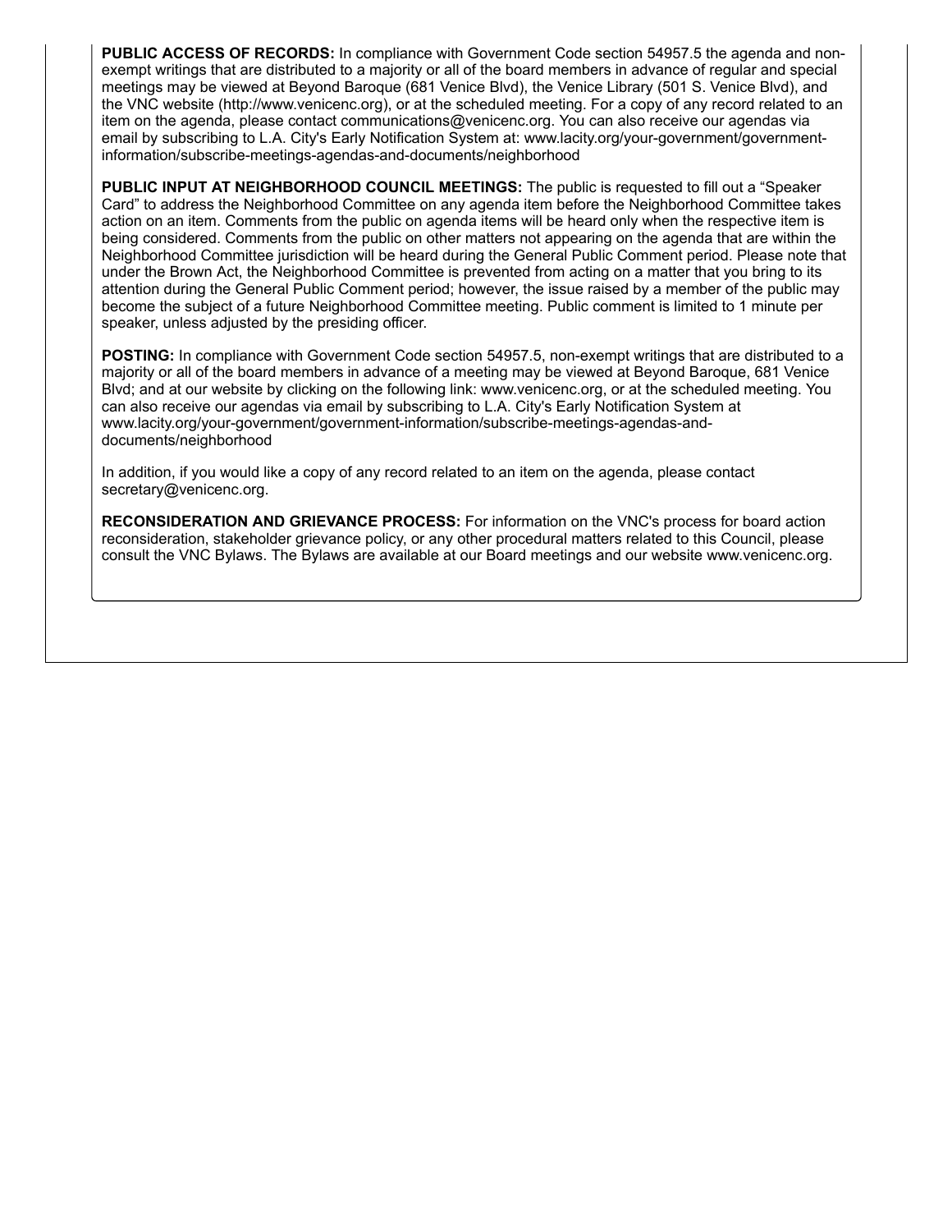**PUBLIC ACCESS OF RECORDS:** In compliance with Government Code section 54957.5 the agenda and non-exempt writings that are distributed to a majority or all of the board members in advance of regular and special meetings may be viewed at Beyond Baroque (681 Venice Blvd), the Venice Library (501 S. Venice Blvd), and the VNC website (http://www.venicenc.org), or at the scheduled meeting. For a copy of any record related to an item on the agenda, please contact communications@venicenc.org. You can also receive our agendas via email by subscribing to L.A. City's Early Notification System at: www.lacity.org/your-government/government-information/subscribe-meetings-agendas-and-documents/neighborhood

**PUBLIC INPUT AT NEIGHBORHOOD COUNCIL MEETINGS:** The public is requested to fill out a "Speaker Card" to address the Neighborhood Committee on any agenda item before the Neighborhood Committee takes action on an item. Comments from the public on agenda items will be heard only when the respective item is being considered. Comments from the public on other matters not appearing on the agenda that are within the Neighborhood Committee jurisdiction will be heard during the General Public Comment period. Please note that under the Brown Act, the Neighborhood Committee is prevented from acting on a matter that you bring to its attention during the General Public Comment period; however, the issue raised by a member of the public may become the subject of a future Neighborhood Committee meeting. Public comment is limited to 1 minute per speaker, unless adjusted by the presiding officer.

**POSTING:** In compliance with Government Code section 54957.5, non-exempt writings that are distributed to a majority or all of the board members in advance of a meeting may be viewed at Beyond Baroque, 681 Venice Blvd; and at our website by clicking on the following link: www.venicenc.org, or at the scheduled meeting. You can also receive our agendas via email by subscribing to L.A. City's Early Notification System at www.lacity.org/your-government/government-information/subscribe-meetings-agendas-and-documents/neighborhood

In addition, if you would like a copy of any record related to an item on the agenda, please contact secretary@venicenc.org.

**RECONSIDERATION AND GRIEVANCE PROCESS:** For information on the VNC's process for board action reconsideration, stakeholder grievance policy, or any other procedural matters related to this Council, please consult the VNC Bylaws. The Bylaws are available at our Board meetings and our website www.venicenc.org.